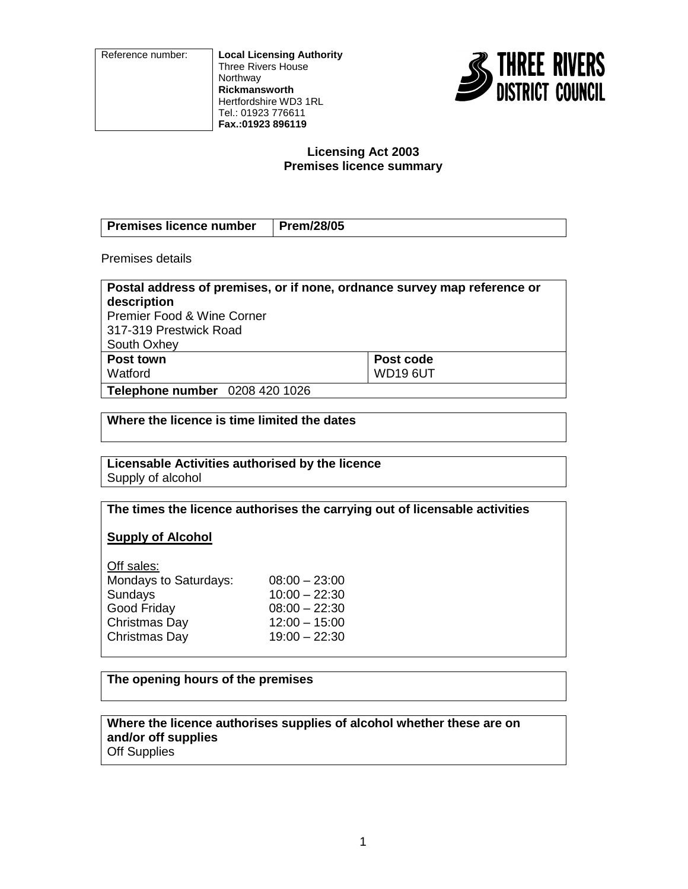| Reference number: | **Local Licensing Authority**<br>Three Rivers House<br>Northway<br>**Rickmansworth**<br>Hertfordshire WD3 1RL<br>Tel.: 01923 776611<br>**Fax.:01923 896119** |
|---|---|

THREE RIVERS DISTRICT COUNCIL

**Licensing Act 2003**
**Premises licence summary**

| **Premises licence number** | **Prem/28/05** |
|---|---|

Premises details

| **Postal address of premises, or if none, ordnance survey map reference or description**<br>Premier Food & Wine Corner<br>317-319 Prestwick Road<br>South Oxhey | |
|---|---|
| **Post town**<br>Watford | **Post code**<br>WD19 6UT |
| **Telephone number** 0208 420 1026 | |

**Where the licence is time limited the dates**

**Licensable Activities authorised by the licence**
Supply of alcohol

**The times the licence authorises the carrying out of licensable activities**

**Supply of Alcohol**

Off sales:

| | |
|---|---|
| Mondays to Saturdays: | 08:00 – 23:00 |
| Sundays | 10:00 – 22:30 |
| Good Friday | 08:00 – 22:30 |
| Christmas Day | 12:00 – 15:00 |
| Christmas Day | 19:00 – 22:30 |

**The opening hours of the premises**

**Where the licence authorises supplies of alcohol whether these are on and/or off supplies**
Off Supplies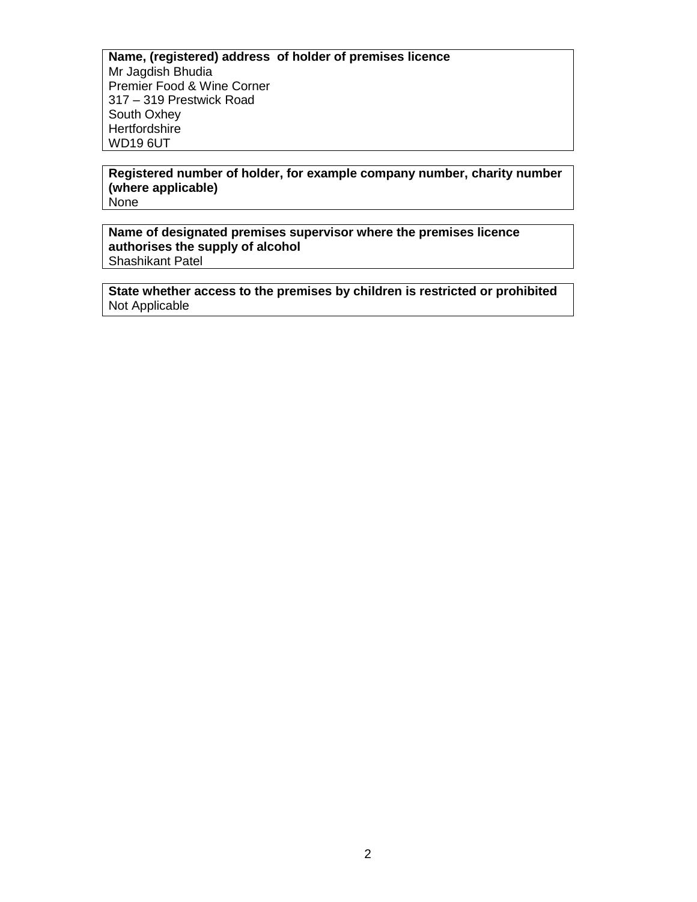**Name, (registered) address of holder of premises licence**
Mr Jagdish Bhudia
Premier Food & Wine Corner
317 – 319 Prestwick Road
South Oxhey
Hertfordshire
WD19 6UT

**Registered number of holder, for example company number, charity number (where applicable)**
None

**Name of designated premises supervisor where the premises licence authorises the supply of alcohol**
Shashikant Patel

**State whether access to the premises by children is restricted or prohibited**
Not Applicable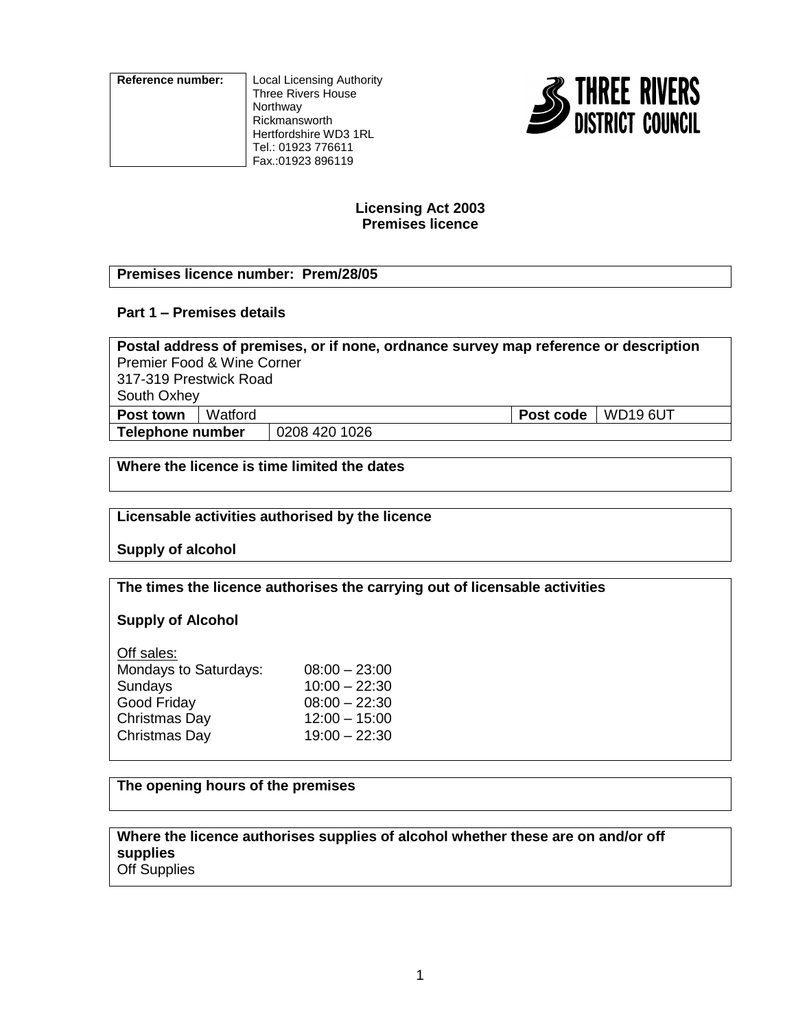| Reference number: | Local Licensing Authority<br>Three Rivers House<br>Northway<br>Rickmansworth<br>Hertfordshire WD3 1RL<br>Tel.: 01923 776611<br>Fax.:01923 896119 |
|---|---|

THREE RIVERS DISTRICT COUNCIL

**Licensing Act 2003**
**Premises licence**

**Premises licence number: Prem/28/05**

### Part 1 – Premises details

**Postal address of premises, or if none, ordnance survey map reference or description**

Premier Food & Wine Corner
317-319 Prestwick Road
South Oxhey

| **Post town** | Watford | **Post code** | WD19 6UT |
|---|---|---|---|
| **Telephone number** | 0208 420 1026 | | |

**Where the licence is time limited the dates**

**Licensable activities authorised by the licence**

**Supply of alcohol**

**The times the licence authorises the carrying out of licensable activities**

**Supply of Alcohol**

Off sales:

| | |
|---|---|
| Mondays to Saturdays: | 08:00 – 23:00 |
| Sundays | 10:00 – 22:30 |
| Good Friday | 08:00 – 22:30 |
| Christmas Day | 12:00 – 15:00 |
| Christmas Day | 19:00 – 22:30 |

**The opening hours of the premises**

**Where the licence authorises supplies of alcohol whether these are on and/or off supplies**

Off Supplies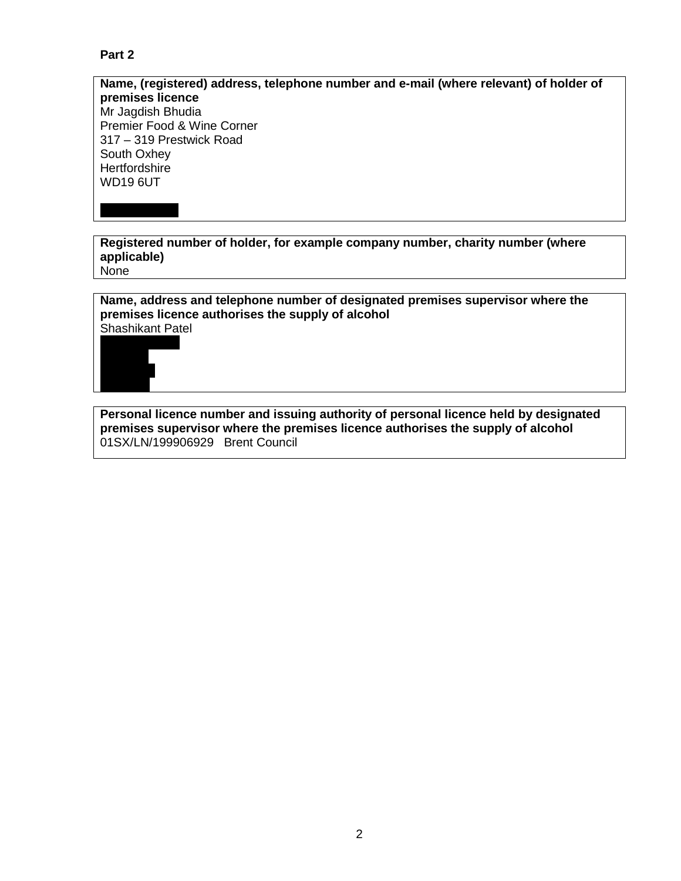**Part 2**

| **Name, (registered) address, telephone number and e-mail (where relevant) of holder of premises licence** |
| --- |
| Mr Jagdish Bhudia<br>Premier Food & Wine Corner<br>317 – 319 Prestwick Road<br>South Oxhey<br>Hertfordshire<br>WD19 6UT |

| **Registered number of holder, for example company number, charity number (where applicable)** |
| --- |
| None |

| **Name, address and telephone number of designated premises supervisor where the premises licence authorises the supply of alcohol** |
| --- |
| Shashikant Patel |

| **Personal licence number and issuing authority of personal licence held by designated premises supervisor where the premises licence authorises the supply of alcohol** |
| --- |
| 01SX/LN/199906929 Brent Council |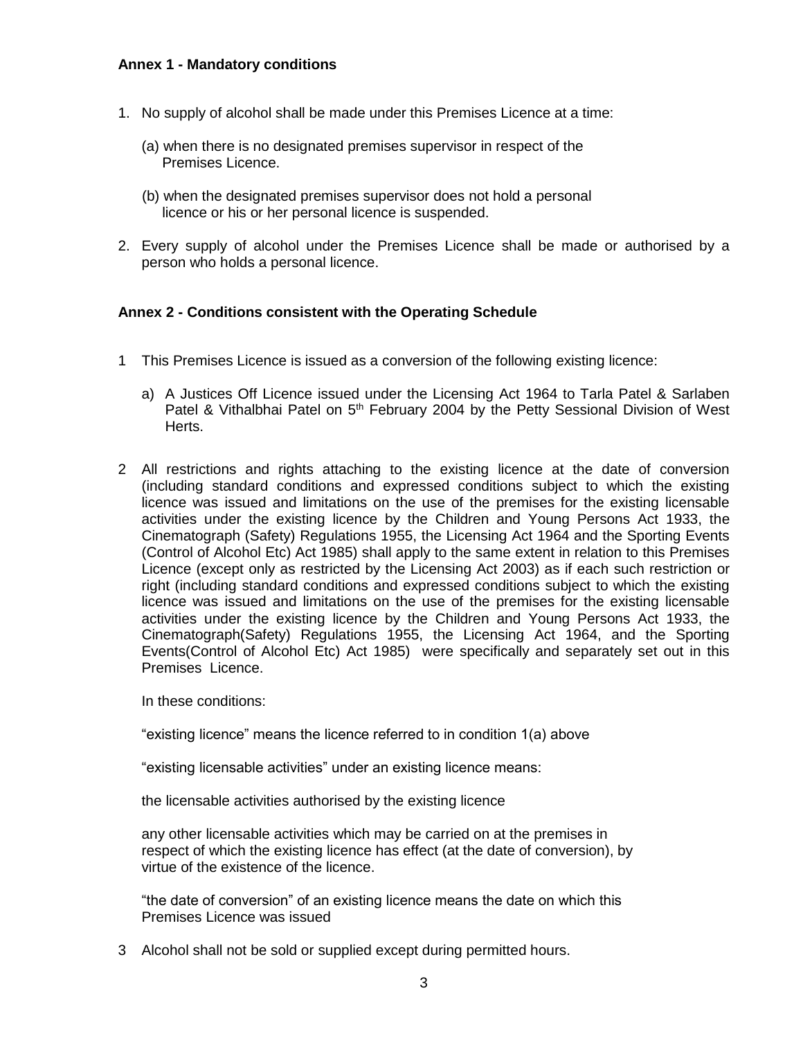**Annex 1 - Mandatory conditions**

1. No supply of alcohol shall be made under this Premises Licence at a time:

   (a) when there is no designated premises supervisor in respect of the Premises Licence.

   (b) when the designated premises supervisor does not hold a personal licence or his or her personal licence is suspended.

2. Every supply of alcohol under the Premises Licence shall be made or authorised by a person who holds a personal licence.

**Annex 2 - Conditions consistent with the Operating Schedule**

1 This Premises Licence is issued as a conversion of the following existing licence:

   a) A Justices Off Licence issued under the Licensing Act 1964 to Tarla Patel & Sarlaben Patel & Vithalbhai Patel on 5th February 2004 by the Petty Sessional Division of West Herts.

2 All restrictions and rights attaching to the existing licence at the date of conversion (including standard conditions and expressed conditions subject to which the existing licence was issued and limitations on the use of the premises for the existing licensable activities under the existing licence by the Children and Young Persons Act 1933, the Cinematograph (Safety) Regulations 1955, the Licensing Act 1964 and the Sporting Events (Control of Alcohol Etc) Act 1985) shall apply to the same extent in relation to this Premises Licence (except only as restricted by the Licensing Act 2003) as if each such restriction or right (including standard conditions and expressed conditions subject to which the existing licence was issued and limitations on the use of the premises for the existing licensable activities under the existing licence by the Children and Young Persons Act 1933, the Cinematograph(Safety) Regulations 1955, the Licensing Act 1964, and the Sporting Events(Control of Alcohol Etc) Act 1985) were specifically and separately set out in this Premises Licence.

   In these conditions:

   "existing licence" means the licence referred to in condition 1(a) above

   "existing licensable activities" under an existing licence means:

   the licensable activities authorised by the existing licence

   any other licensable activities which may be carried on at the premises in respect of which the existing licence has effect (at the date of conversion), by virtue of the existence of the licence.

   "the date of conversion" of an existing licence means the date on which this Premises Licence was issued

3 Alcohol shall not be sold or supplied except during permitted hours.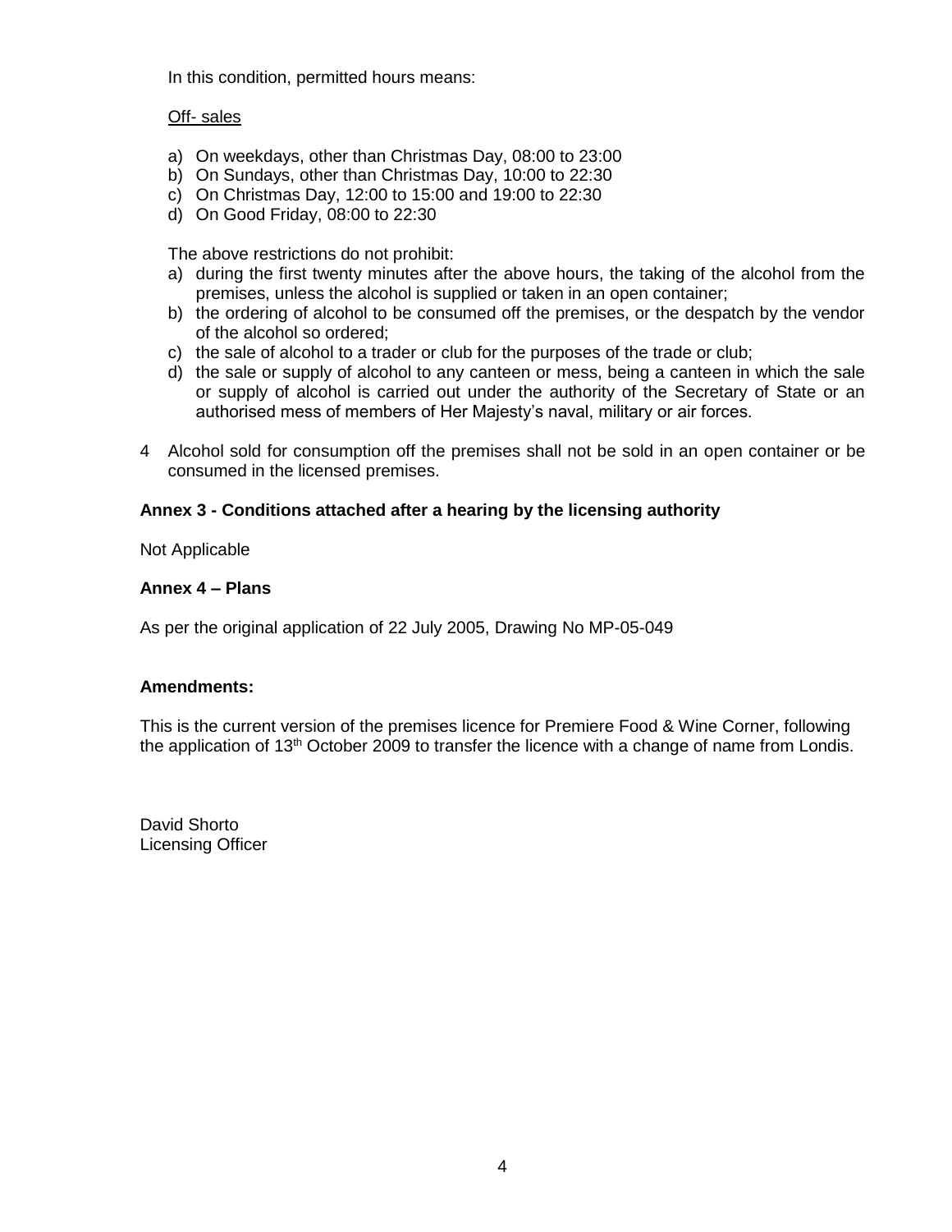In this condition, permitted hours means:

Off- sales

a) On weekdays, other than Christmas Day, 08:00 to 23:00
b) On Sundays, other than Christmas Day, 10:00 to 22:30
c) On Christmas Day, 12:00 to 15:00 and 19:00 to 22:30
d) On Good Friday, 08:00 to 22:30

The above restrictions do not prohibit:

a) during the first twenty minutes after the above hours, the taking of the alcohol from the premises, unless the alcohol is supplied or taken in an open container;
b) the ordering of alcohol to be consumed off the premises, or the despatch by the vendor of the alcohol so ordered;
c) the sale of alcohol to a trader or club for the purposes of the trade or club;
d) the sale or supply of alcohol to any canteen or mess, being a canteen in which the sale or supply of alcohol is carried out under the authority of the Secretary of State or an authorised mess of members of Her Majesty's naval, military or air forces.

4 Alcohol sold for consumption off the premises shall not be sold in an open container or be consumed in the licensed premises.

**Annex 3 - Conditions attached after a hearing by the licensing authority**

Not Applicable

**Annex 4 – Plans**

As per the original application of 22 July 2005, Drawing No MP-05-049

**Amendments:**

This is the current version of the premises licence for Premiere Food & Wine Corner, following the application of 13th October 2009 to transfer the licence with a change of name from Londis.

David Shorto
Licensing Officer